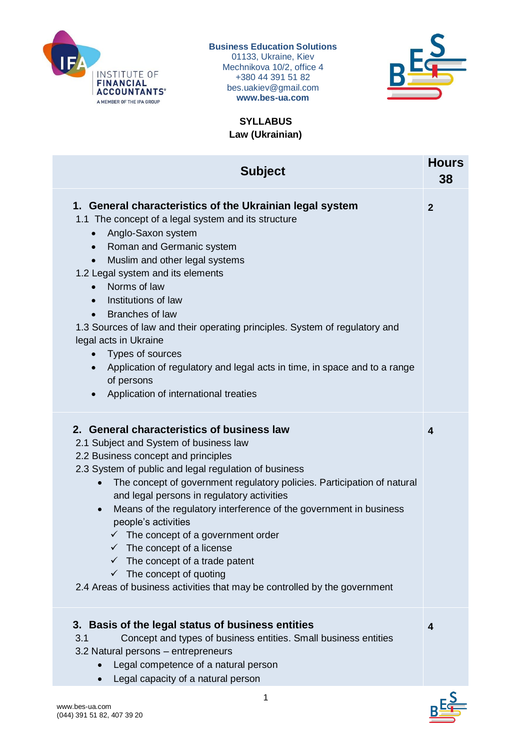Business Education Solutions
01133, Ukraine, Kiev
Mechnikova 10/2, office 4
+380 44 391 51 82
bes.uakiev@gmail.com
**www.bes-ua.com**

**SYLLABUS**
**Law (Ukrainian)**

| Subject | Hours 38 |
|---|---|
| **1. General characteristics of the Ukrainian legal system**<br>1.1 The concept of a legal system and its structure<br>• Anglo-Saxon system<br>• Roman and Germanic system<br>• Muslim and other legal systems<br>1.2 Legal system and its elements<br>• Norms of law<br>• Institutions of law<br>• Branches of law<br>1.3 Sources of law and their operating principles. System of regulatory and legal acts in Ukraine<br>• Types of sources<br>• Application of regulatory and legal acts in time, in space and to a range of persons<br>• Application of international treaties | **2** |
| **2. General characteristics of business law**<br>2.1 Subject and System of business law<br>2.2 Business concept and principles<br>2.3 System of public and legal regulation of business<br>• The concept of government regulatory policies. Participation of natural and legal persons in regulatory activities<br>• Means of the regulatory interference of the government in business people's activities<br>✓ The concept of a government order<br>✓ The concept of a license<br>✓ The concept of a trade patent<br>✓ The concept of quoting<br>2.4 Areas of business activities that may be controlled by the government | **4** |
| **3. Basis of the legal status of business entities**<br>3.1 Concept and types of business entities. Small business entities<br>3.2 Natural persons – entrepreneurs<br>• Legal competence of a natural person<br>• Legal capacity of a natural person | **4** |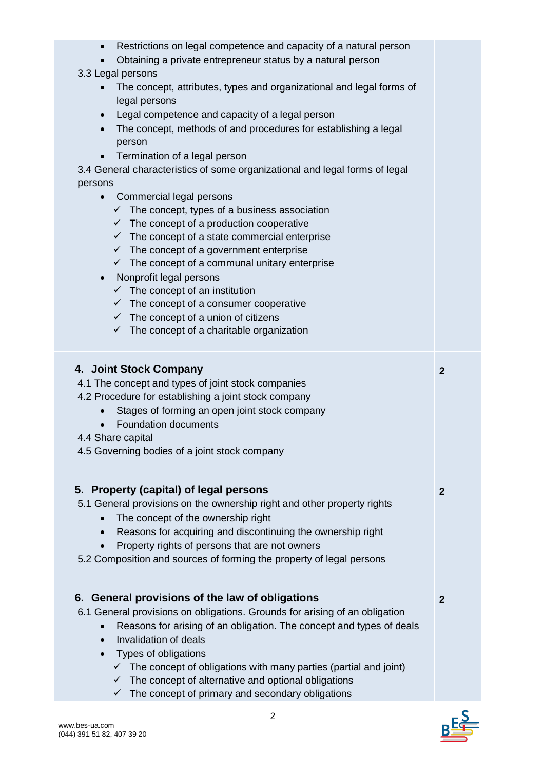| | |
|---|---|
| <ul><li>Restrictions on legal competence and capacity of a natural person</li><li>Obtaining a private entrepreneur status by a natural person</li></ul>3.3 Legal persons<ul><li>The concept, attributes, types and organizational and legal forms of legal persons</li><li>Legal competence and capacity of a legal person</li><li>The concept, methods of and procedures for establishing a legal person</li><li>Termination of a legal person</li></ul>3.4 General characteristics of some organizational and legal forms of legal persons<ul><li>Commercial legal persons<br>✓ The concept, types of a business association<br>✓ The concept of a production cooperative<br>✓ The concept of a state commercial enterprise<br>✓ The concept of a government enterprise<br>✓ The concept of a communal unitary enterprise</li><li>Nonprofit legal persons<br>✓ The concept of an institution<br>✓ The concept of a consumer cooperative<br>✓ The concept of a union of citizens<br>✓ The concept of a charitable organization</li></ul> | |
| **4. Joint Stock Company**<br>4.1 The concept and types of joint stock companies<br>4.2 Procedure for establishing a joint stock company<ul><li>Stages of forming an open joint stock company</li><li>Foundation documents</li></ul>4.4 Share capital<br>4.5 Governing bodies of a joint stock company | **2** |
| **5. Property (capital) of legal persons**<br>5.1 General provisions on the ownership right and other property rights<ul><li>The concept of the ownership right</li><li>Reasons for acquiring and discontinuing the ownership right</li><li>Property rights of persons that are not owners</li></ul>5.2 Composition and sources of forming the property of legal persons | **2** |
| **6. General provisions of the law of obligations**<br>6.1 General provisions on obligations. Grounds for arising of an obligation<ul><li>Reasons for arising of an obligation. The concept and types of deals</li><li>Invalidation of deals</li><li>Types of obligations<br>✓ The concept of obligations with many parties (partial and joint)<br>✓ The concept of alternative and optional obligations<br>✓ The concept of primary and secondary obligations</li></ul> | **2** |

www.bes-ua.com
(044) 391 51 82, 407 39 20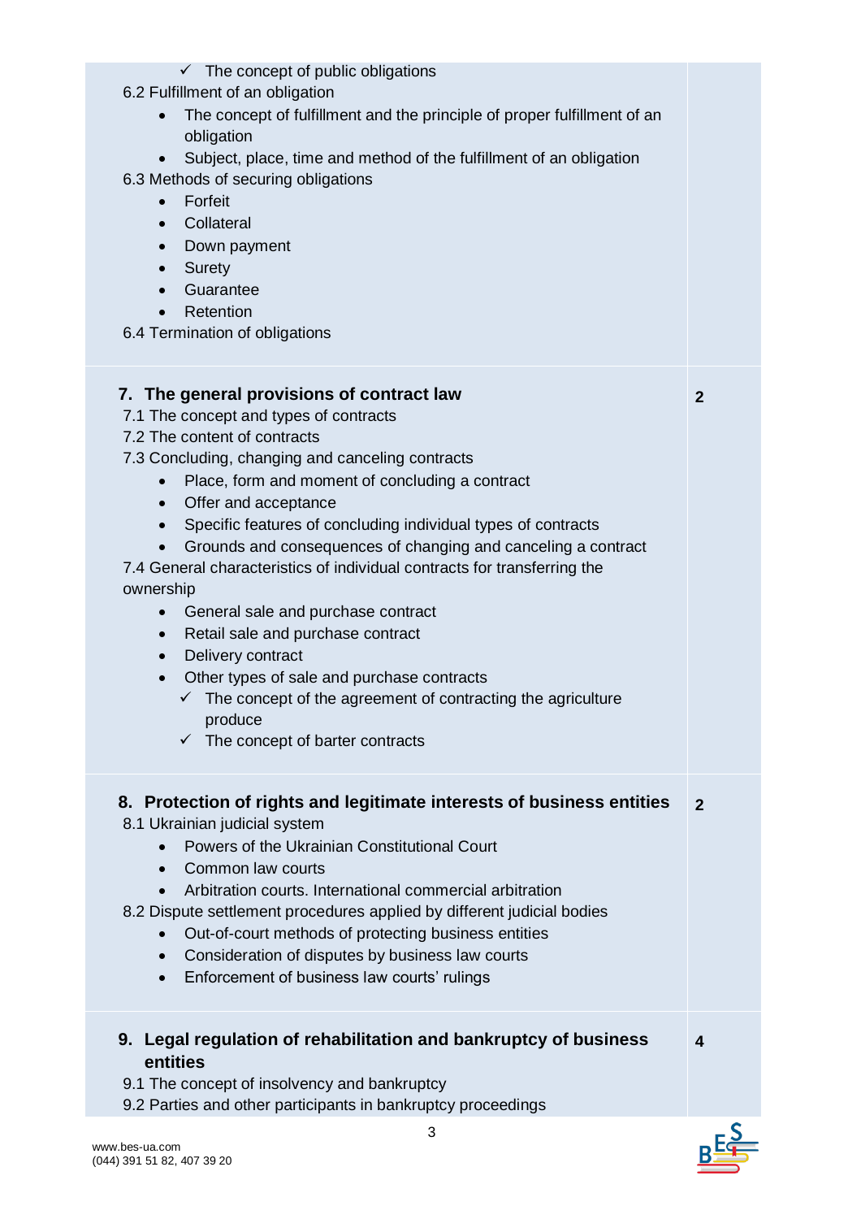| | |
|---|---|
| ✓ The concept of public obligations<br>6.2 Fulfillment of an obligation<br>• The concept of fulfillment and the principle of proper fulfillment of an obligation<br>• Subject, place, time and method of the fulfillment of an obligation<br>6.3 Methods of securing obligations<br>• Forfeit<br>• Collateral<br>• Down payment<br>• Surety<br>• Guarantee<br>• Retention<br>6.4 Termination of obligations | |
| **7. The general provisions of contract law**<br>7.1 The concept and types of contracts<br>7.2 The content of contracts<br>7.3 Concluding, changing and canceling contracts<br>• Place, form and moment of concluding a contract<br>• Offer and acceptance<br>• Specific features of concluding individual types of contracts<br>• Grounds and consequences of changing and canceling a contract<br>7.4 General characteristics of individual contracts for transferring the ownership<br>• General sale and purchase contract<br>• Retail sale and purchase contract<br>• Delivery contract<br>• Other types of sale and purchase contracts<br>✓ The concept of the agreement of contracting the agriculture produce<br>✓ The concept of barter contracts | **2** |
| **8. Protection of rights and legitimate interests of business entities**<br>8.1 Ukrainian judicial system<br>• Powers of the Ukrainian Constitutional Court<br>• Common law courts<br>• Arbitration courts. International commercial arbitration<br>8.2 Dispute settlement procedures applied by different judicial bodies<br>• Out-of-court methods of protecting business entities<br>• Consideration of disputes by business law courts<br>• Enforcement of business law courts' rulings | **2** |
| **9. Legal regulation of rehabilitation and bankruptcy of business entities**<br>9.1 The concept of insolvency and bankruptcy<br>9.2 Parties and other participants in bankruptcy proceedings | **4** |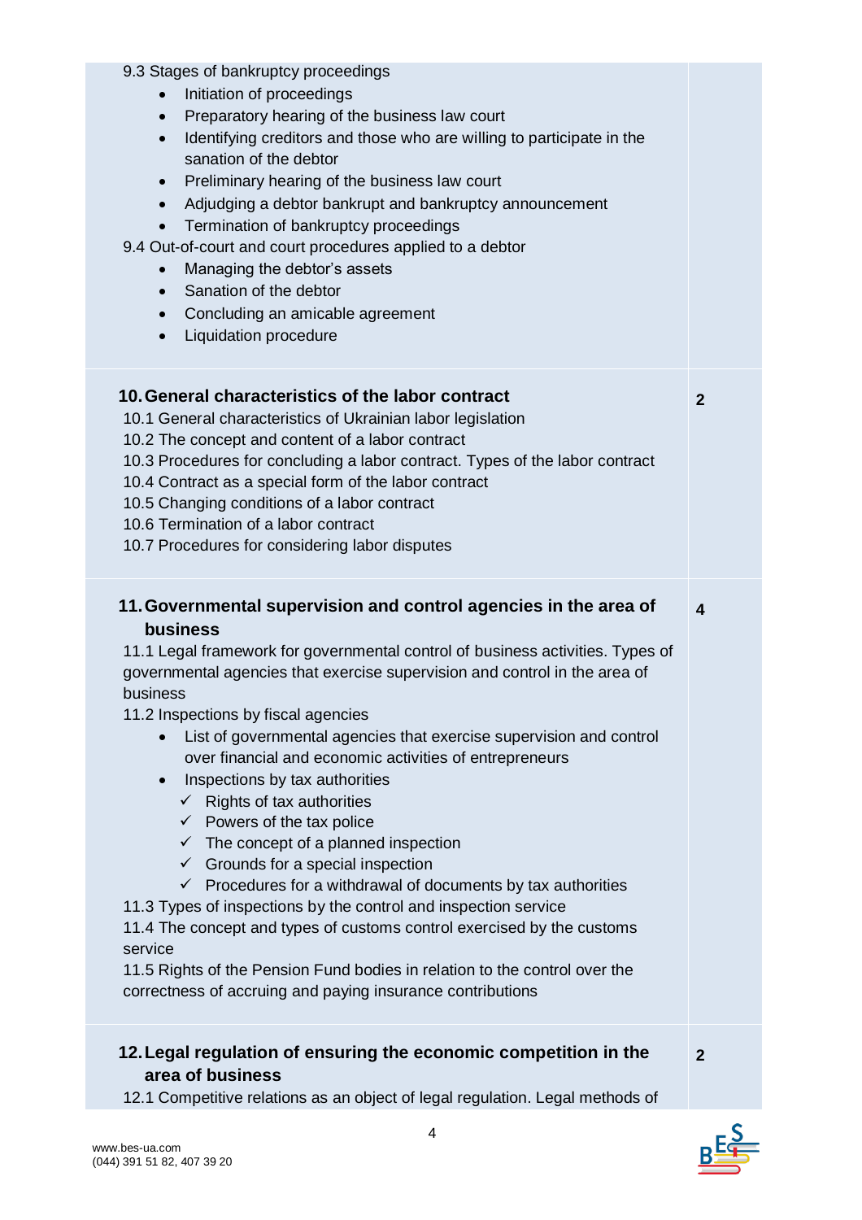| | |
|---|---|
| 9.3 Stages of bankruptcy proceedings<br>• Initiation of proceedings<br>• Preparatory hearing of the business law court<br>• Identifying creditors and those who are willing to participate in the sanation of the debtor<br>• Preliminary hearing of the business law court<br>• Adjudging a debtor bankrupt and bankruptcy announcement<br>• Termination of bankruptcy proceedings<br>9.4 Out-of-court and court procedures applied to a debtor<br>• Managing the debtor's assets<br>• Sanation of the debtor<br>• Concluding an amicable agreement<br>• Liquidation procedure | |
| **10. General characteristics of the labor contract**<br>10.1 General characteristics of Ukrainian labor legislation<br>10.2 The concept and content of a labor contract<br>10.3 Procedures for concluding a labor contract. Types of the labor contract<br>10.4 Contract as a special form of the labor contract<br>10.5 Changing conditions of a labor contract<br>10.6 Termination of a labor contract<br>10.7 Procedures for considering labor disputes | **2** |
| **11. Governmental supervision and control agencies in the area of business**<br>11.1 Legal framework for governmental control of business activities. Types of governmental agencies that exercise supervision and control in the area of business<br>11.2 Inspections by fiscal agencies<br>• List of governmental agencies that exercise supervision and control over financial and economic activities of entrepreneurs<br>• Inspections by tax authorities<br>✓ Rights of tax authorities<br>✓ Powers of the tax police<br>✓ The concept of a planned inspection<br>✓ Grounds for a special inspection<br>✓ Procedures for a withdrawal of documents by tax authorities<br>11.3 Types of inspections by the control and inspection service<br>11.4 The concept and types of customs control exercised by the customs service<br>11.5 Rights of the Pension Fund bodies in relation to the control over the correctness of accruing and paying insurance contributions | **4** |
| **12. Legal regulation of ensuring the economic competition in the area of business**<br>12.1 Competitive relations as an object of legal regulation. Legal methods of | **2** |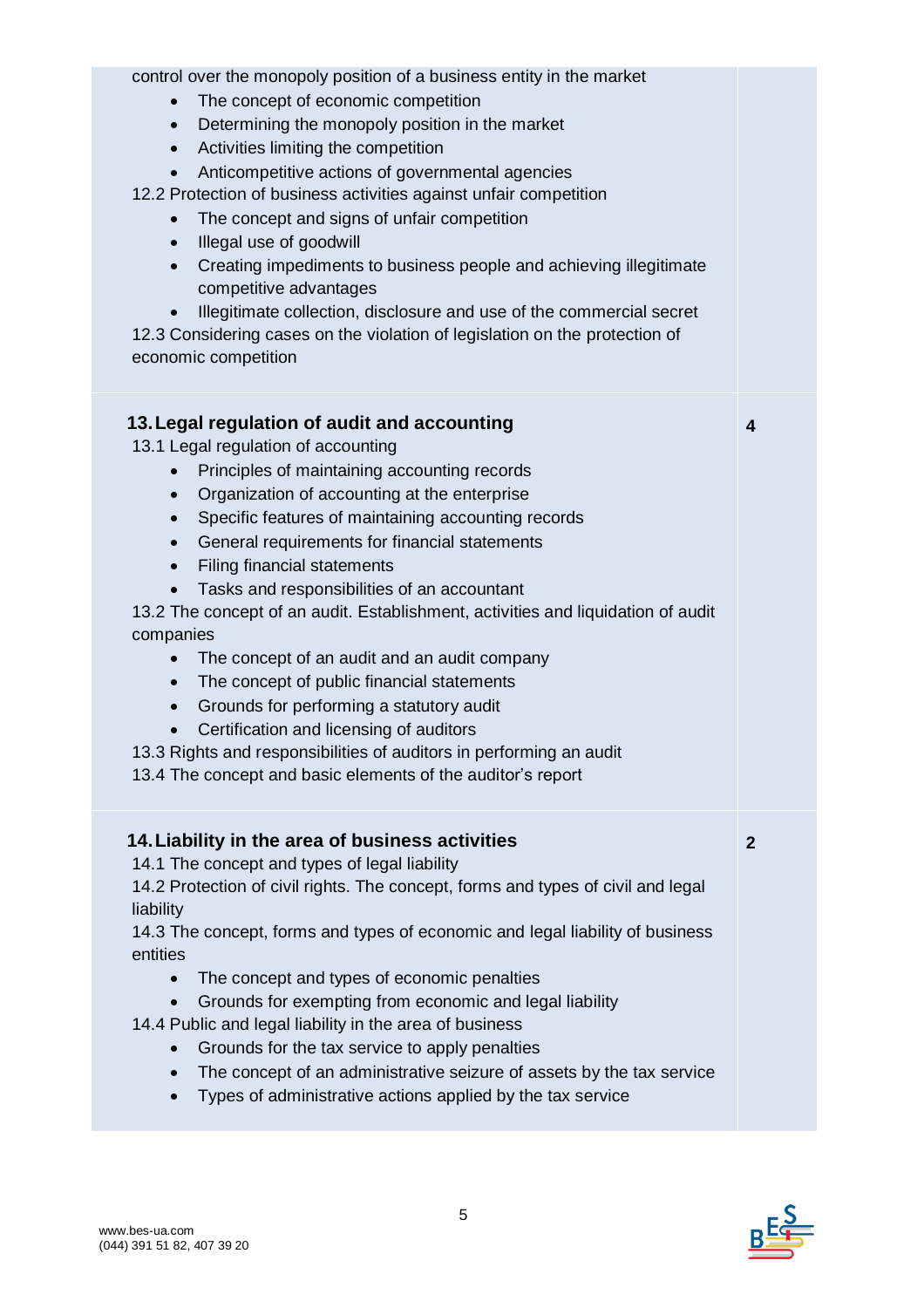| | |
|---|---|
| control over the monopoly position of a business entity in the market<br>• The concept of economic competition<br>• Determining the monopoly position in the market<br>• Activities limiting the competition<br>• Anticompetitive actions of governmental agencies<br>12.2 Protection of business activities against unfair competition<br>• The concept and signs of unfair competition<br>• Illegal use of goodwill<br>• Creating impediments to business people and achieving illegitimate competitive advantages<br>• Illegitimate collection, disclosure and use of the commercial secret<br>12.3 Considering cases on the violation of legislation on the protection of economic competition | |
| **13. Legal regulation of audit and accounting**<br>13.1 Legal regulation of accounting<br>• Principles of maintaining accounting records<br>• Organization of accounting at the enterprise<br>• Specific features of maintaining accounting records<br>• General requirements for financial statements<br>• Filing financial statements<br>• Tasks and responsibilities of an accountant<br>13.2 The concept of an audit. Establishment, activities and liquidation of audit companies<br>• The concept of an audit and an audit company<br>• The concept of public financial statements<br>• Grounds for performing a statutory audit<br>• Certification and licensing of auditors<br>13.3 Rights and responsibilities of auditors in performing an audit<br>13.4 The concept and basic elements of the auditor's report | **4** |
| **14. Liability in the area of business activities**<br>14.1 The concept and types of legal liability<br>14.2 Protection of civil rights. The concept, forms and types of civil and legal liability<br>14.3 The concept, forms and types of economic and legal liability of business entities<br>• The concept and types of economic penalties<br>• Grounds for exempting from economic and legal liability<br>14.4 Public and legal liability in the area of business<br>• Grounds for the tax service to apply penalties<br>• The concept of an administrative seizure of assets by the tax service<br>• Types of administrative actions applied by the tax service | **2** |

www.bes-ua.com
(044) 391 51 82, 407 39 20